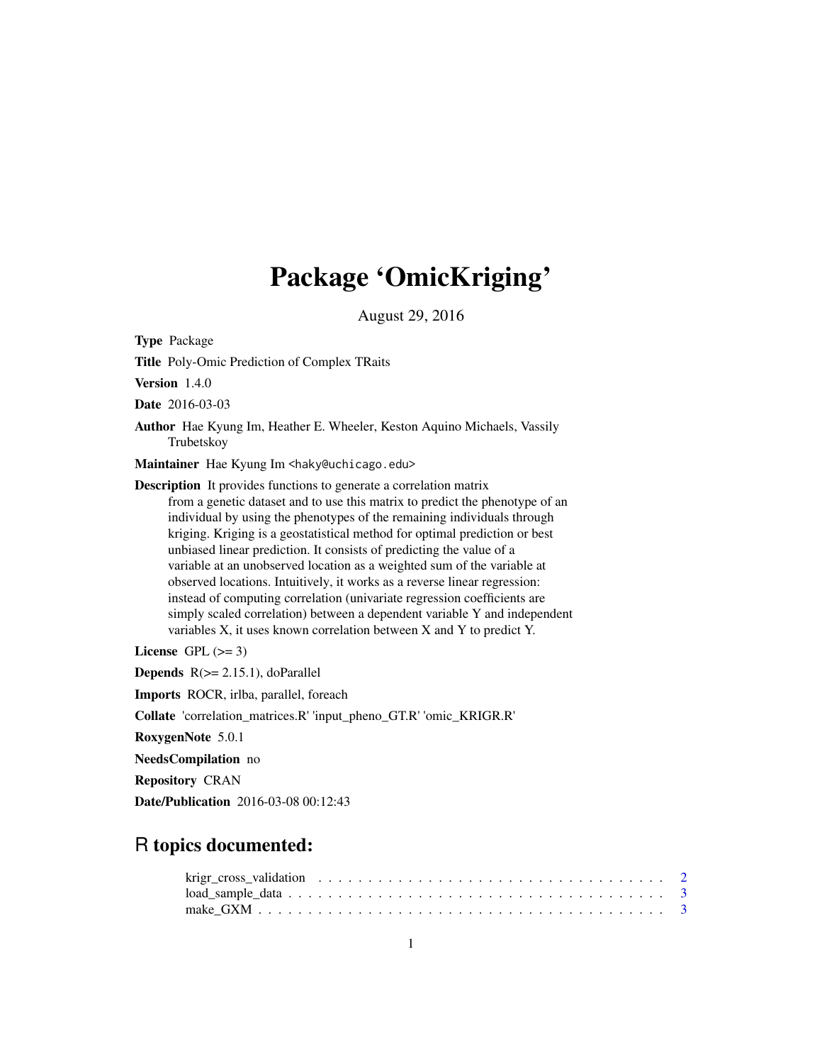# Package 'OmicKriging'

August 29, 2016

**Type** Package

**Title** Poly-Omic Prediction of Complex TRaits

**Version** 1.4.0

**Date** 2016-03-03

**Author** Hae Kyung Im, Heather E. Wheeler, Keston Aquino Michaels, Vassily Trubetskoy

**Maintainer** Hae Kyung Im <haky@uchicago.edu>

**Description** It provides functions to generate a correlation matrix from a genetic dataset and to use this matrix to predict the phenotype of an individual by using the phenotypes of the remaining individuals through kriging. Kriging is a geostatistical method for optimal prediction or best unbiased linear prediction. It consists of predicting the value of a variable at an unobserved location as a weighted sum of the variable at observed locations. Intuitively, it works as a reverse linear regression: instead of computing correlation (univariate regression coefficients are simply scaled correlation) between a dependent variable Y and independent variables X, it uses known correlation between X and Y to predict Y.

**License** GPL (>= 3)

**Depends** R(>= 2.15.1), doParallel

**Imports** ROCR, irlba, parallel, foreach

**Collate** 'correlation_matrices.R' 'input_pheno_GT.R' 'omic_KRIGR.R'

**RoxygenNote** 5.0.1

**NeedsCompilation** no

**Repository** CRAN

**Date/Publication** 2016-03-08 00:12:43

## R topics documented:

krigr_cross_validation . . . . . . . . . . . . . . . . . . . . . . . . . . . . . . . . . . 2
load_sample_data . . . . . . . . . . . . . . . . . . . . . . . . . . . . . . . . . . . . . 3
make_GXM . . . . . . . . . . . . . . . . . . . . . . . . . . . . . . . . . . . . . . . . 3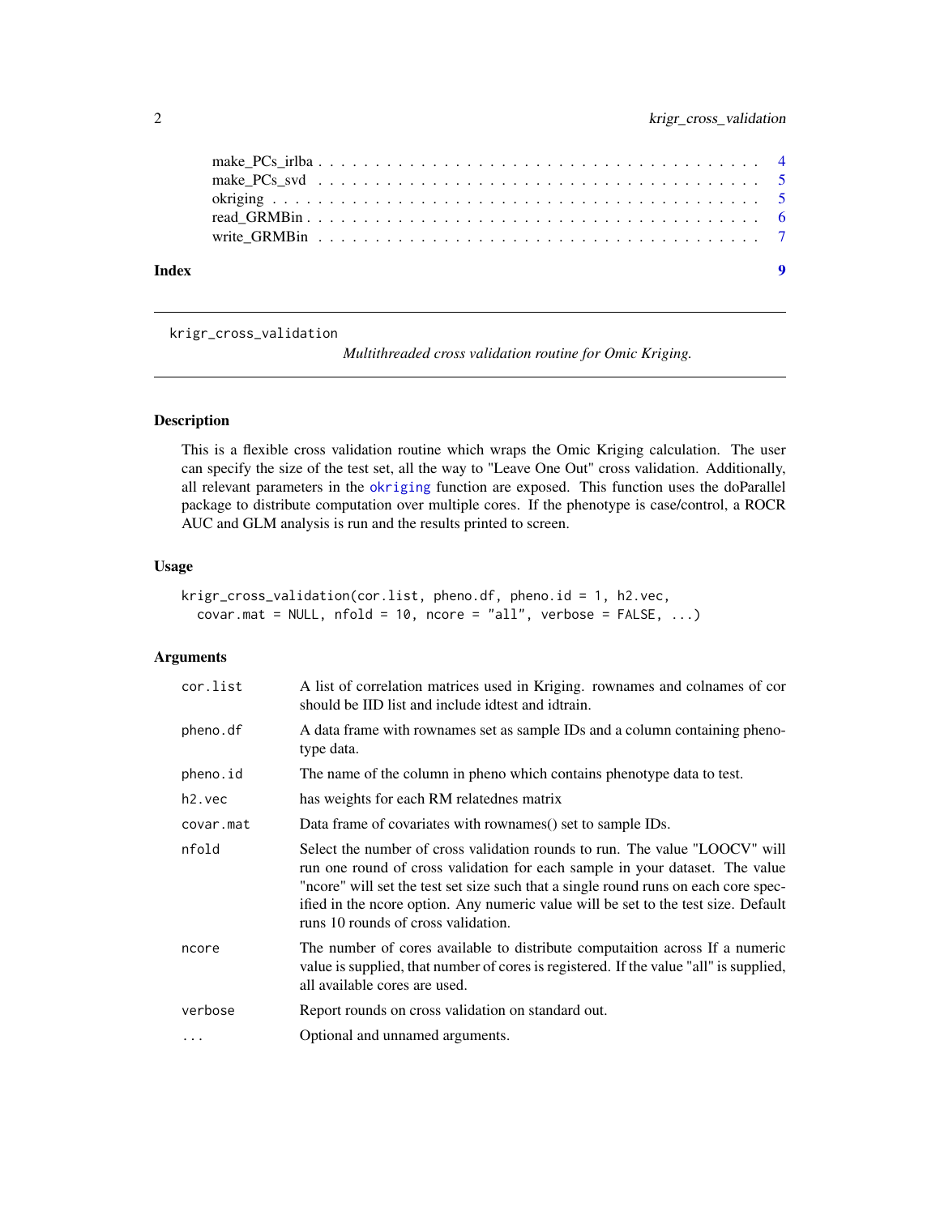make_PCs_irlba . . . . . . . . . . . . . . . . . . . . . . . . . . . . . . . . . . . 4
make_PCs_svd . . . . . . . . . . . . . . . . . . . . . . . . . . . . . . . . . . . 5
okriging . . . . . . . . . . . . . . . . . . . . . . . . . . . . . . . . . . . 5
read_GRMBin . . . . . . . . . . . . . . . . . . . . . . . . . . . . . . . . . . . 6
write_GRMBin . . . . . . . . . . . . . . . . . . . . . . . . . . . . . . . . . . . 7

**Index** **9**

---

krigr_cross_validation *Multithreaded cross validation routine for Omic Kriging.*

---

## Description

This is a flexible cross validation routine which wraps the Omic Kriging calculation. The user can specify the size of the test set, all the way to "Leave One Out" cross validation. Additionally, all relevant parameters in the okriging function are exposed. This function uses the doParallel package to distribute computation over multiple cores. If the phenotype is case/control, a ROCR AUC and GLM analysis is run and the results printed to screen.

## Usage

```
krigr_cross_validation(cor.list, pheno.df, pheno.id = 1, h2.vec,
  covar.mat = NULL, nfold = 10, ncore = "all", verbose = FALSE, ...)
```

## Arguments

| | |
|---|---|
| cor.list | A list of correlation matrices used in Kriging. rownames and colnames of cor should be IID list and include idtest and idtrain. |
| pheno.df | A data frame with rownames set as sample IDs and a column containing phenotype data. |
| pheno.id | The name of the column in pheno which contains phenotype data to test. |
| h2.vec | has weights for each RM relatednes matrix |
| covar.mat | Data frame of covariates with rownames() set to sample IDs. |
| nfold | Select the number of cross validation rounds to run. The value "LOOCV" will run one round of cross validation for each sample in your dataset. The value "ncore" will set the test set size such that a single round runs on each core specified in the ncore option. Any numeric value will be set to the test size. Default runs 10 rounds of cross validation. |
| ncore | The number of cores available to distribute computaition across If a numeric value is supplied, that number of cores is registered. If the value "all" is supplied, all available cores are used. |
| verbose | Report rounds on cross validation on standard out. |
| ... | Optional and unnamed arguments. |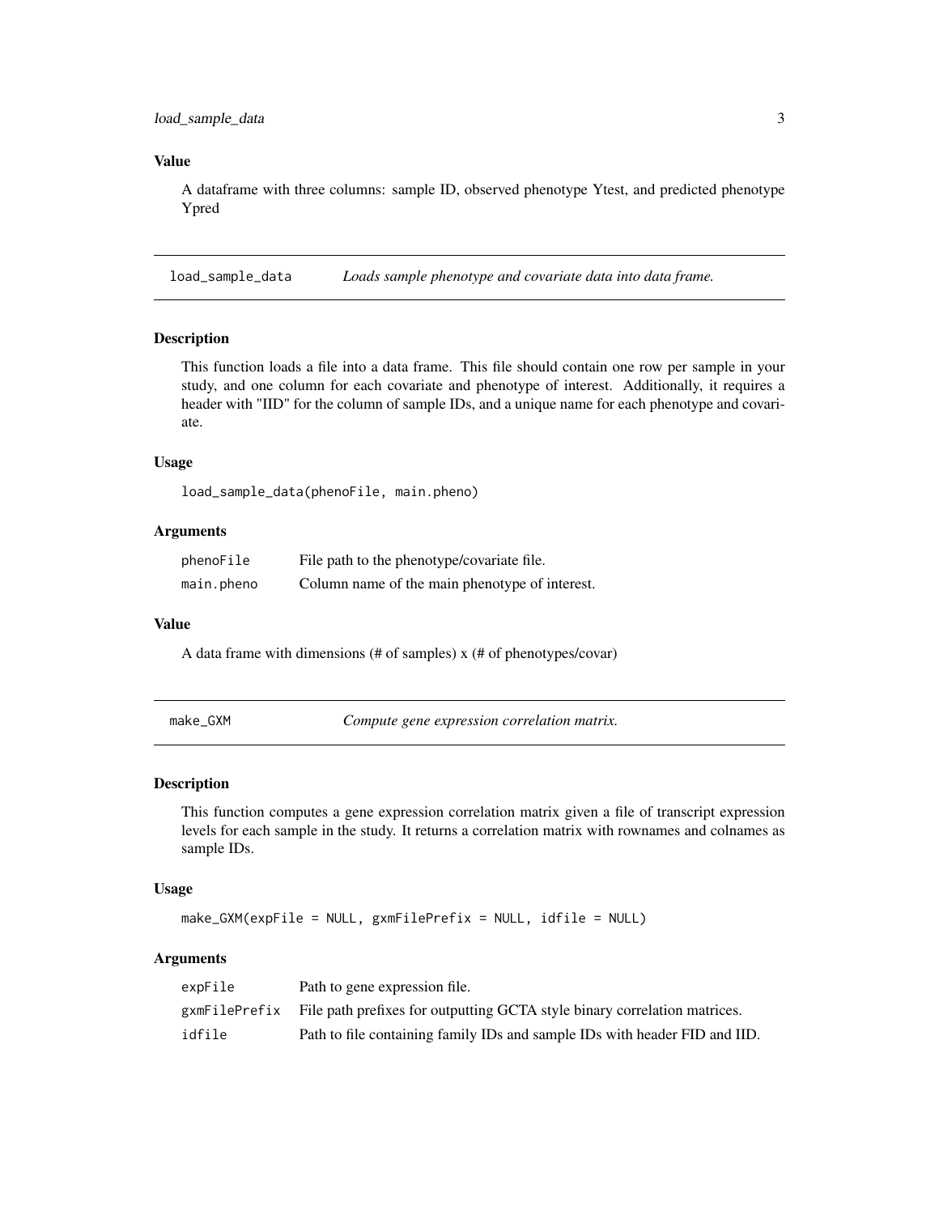### Value

A dataframe with three columns: sample ID, observed phenotype Ytest, and predicted phenotype Ypred

---

## load_sample_data — *Loads sample phenotype and covariate data into data frame.*

### Description

This function loads a file into a data frame. This file should contain one row per sample in your study, and one column for each covariate and phenotype of interest. Additionally, it requires a header with "IID" for the column of sample IDs, and a unique name for each phenotype and covariate.

### Usage

```
load_sample_data(phenoFile, main.pheno)
```

### Arguments

| | |
|---|---|
| `phenoFile` | File path to the phenotype/covariate file. |
| `main.pheno` | Column name of the main phenotype of interest. |

### Value

A data frame with dimensions (# of samples) x (# of phenotypes/covar)

---

## make_GXM — *Compute gene expression correlation matrix.*

### Description

This function computes a gene expression correlation matrix given a file of transcript expression levels for each sample in the study. It returns a correlation matrix with rownames and colnames as sample IDs.

### Usage

```
make_GXM(expFile = NULL, gxmFilePrefix = NULL, idfile = NULL)
```

### Arguments

| | |
|---|---|
| `expFile` | Path to gene expression file. |
| `gxmFilePrefix` | File path prefixes for outputting GCTA style binary correlation matrices. |
| `idfile` | Path to file containing family IDs and sample IDs with header FID and IID. |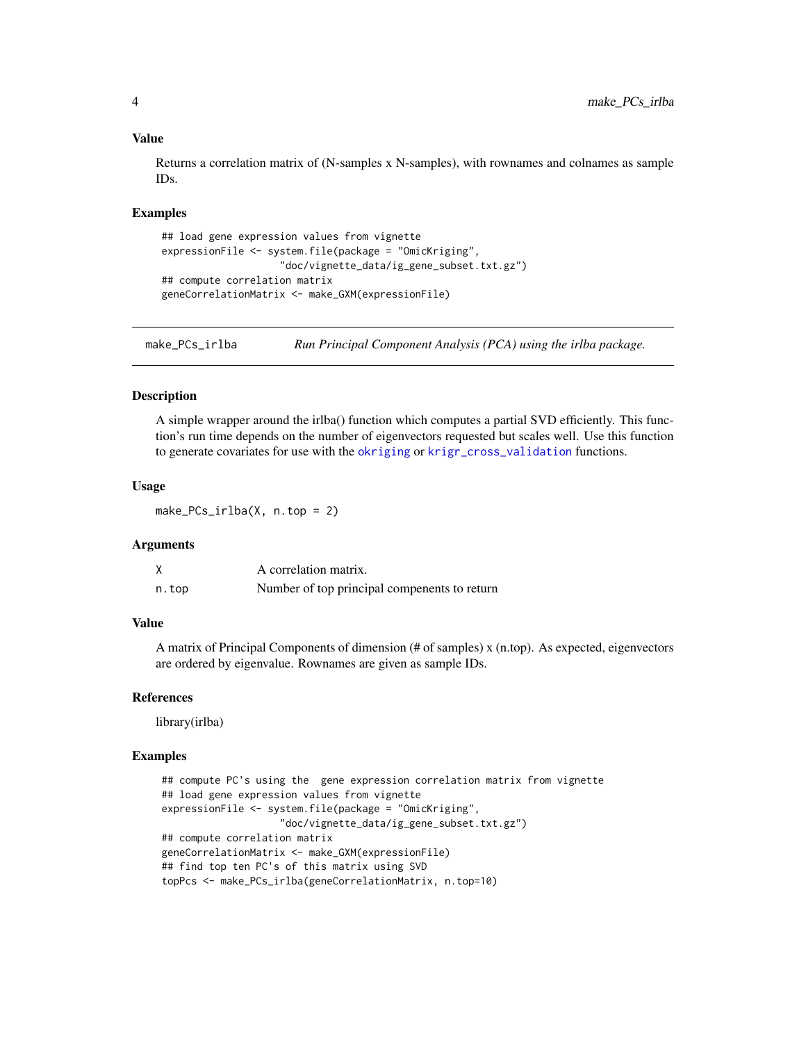### Value

Returns a correlation matrix of (N-samples x N-samples), with rownames and colnames as sample IDs.

### Examples

```
## load gene expression values from vignette
expressionFile <- system.file(package = "OmicKriging",
                    "doc/vignette_data/ig_gene_subset.txt.gz")
## compute correlation matrix
geneCorrelationMatrix <- make_GXM(expressionFile)
```

---

## make_PCs_irlba    *Run Principal Component Analysis (PCA) using the irlba package.*

---

### Description

A simple wrapper around the irlba() function which computes a partial SVD efficiently. This function's run time depends on the number of eigenvectors requested but scales well. Use this function to generate covariates for use with the `okriging` or `krigr_cross_validation` functions.

### Usage

```
make_PCs_irlba(X, n.top = 2)
```

### Arguments

| | |
|---|---|
| X | A correlation matrix. |
| n.top | Number of top principal compenents to return |

### Value

A matrix of Principal Components of dimension (# of samples) x (n.top). As expected, eigenvectors are ordered by eigenvalue. Rownames are given as sample IDs.

### References

library(irlba)

### Examples

```
## compute PC's using the  gene expression correlation matrix from vignette
## load gene expression values from vignette
expressionFile <- system.file(package = "OmicKriging",
                    "doc/vignette_data/ig_gene_subset.txt.gz")
## compute correlation matrix
geneCorrelationMatrix <- make_GXM(expressionFile)
## find top ten PC's of this matrix using SVD
topPcs <- make_PCs_irlba(geneCorrelationMatrix, n.top=10)
```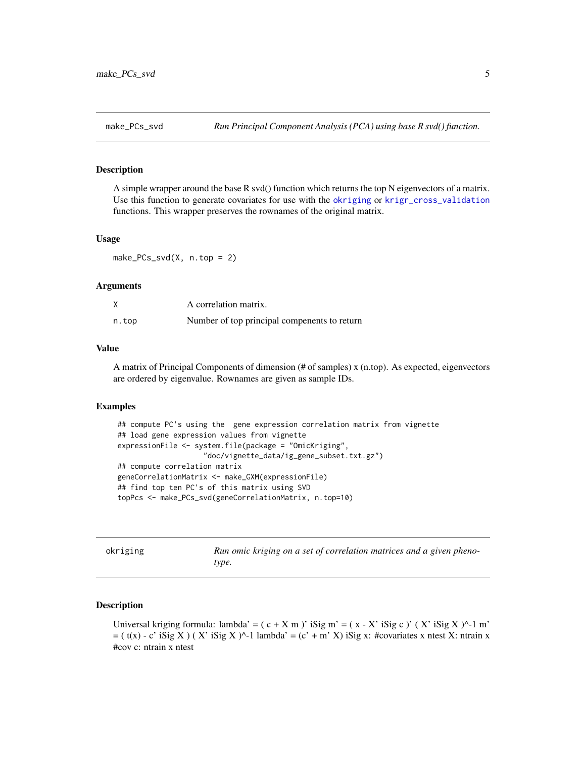## make_PCs_svd — *Run Principal Component Analysis (PCA) using base R svd() function.*

### Description

A simple wrapper around the base R svd() function which returns the top N eigenvectors of a matrix. Use this function to generate covariates for use with the okriging or krigr_cross_validation functions. This wrapper preserves the rownames of the original matrix.

### Usage

```
make_PCs_svd(X, n.top = 2)
```

### Arguments

| | |
|---|---|
| X | A correlation matrix. |
| n.top | Number of top principal compenents to return |

### Value

A matrix of Principal Components of dimension (# of samples) x (n.top). As expected, eigenvectors are ordered by eigenvalue. Rownames are given as sample IDs.

### Examples

```
## compute PC's using the  gene expression correlation matrix from vignette
## load gene expression values from vignette
expressionFile <- system.file(package = "OmicKriging",
                  "doc/vignette_data/ig_gene_subset.txt.gz")
## compute correlation matrix
geneCorrelationMatrix <- make_GXM(expressionFile)
## find top ten PC's of this matrix using SVD
topPcs <- make_PCs_svd(geneCorrelationMatrix, n.top=10)
```

## okriging — *Run omic kriging on a set of correlation matrices and a given phenotype.*

### Description

Universal kriging formula: lambda' = ( c + X m )' iSig m' = ( x - X' iSig c )' ( X' iSig X )^-1 m' = ( t(x) - c' iSig X ) ( X' iSig X )^-1 lambda' = (c' + m' X) iSig x: #covariates x ntest X: ntrain x #cov c: ntrain x ntest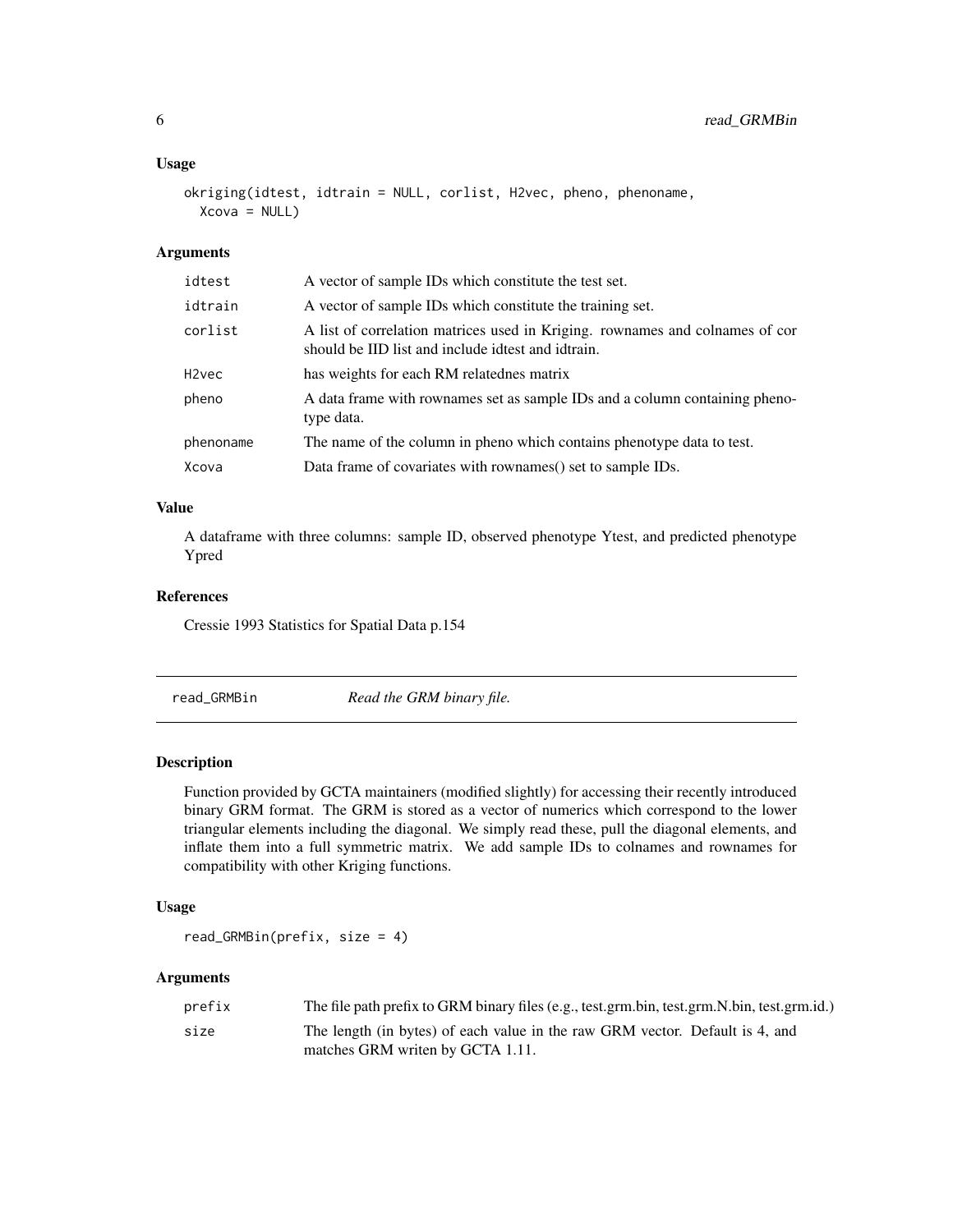### Usage

```
okriging(idtest, idtrain = NULL, corlist, H2vec, pheno, phenoname,
  Xcova = NULL)
```

### Arguments

| | |
|---|---|
| idtest | A vector of sample IDs which constitute the test set. |
| idtrain | A vector of sample IDs which constitute the training set. |
| corlist | A list of correlation matrices used in Kriging. rownames and colnames of cor should be IID list and include idtest and idtrain. |
| H2vec | has weights for each RM relatednes matrix |
| pheno | A data frame with rownames set as sample IDs and a column containing phenotype data. |
| phenoname | The name of the column in pheno which contains phenotype data to test. |
| Xcova | Data frame of covariates with rownames() set to sample IDs. |

### Value

A dataframe with three columns: sample ID, observed phenotype Ytest, and predicted phenotype Ypred

### References

Cressie 1993 Statistics for Spatial Data p.154

---

## read_GRMBin *Read the GRM binary file.*

### Description

Function provided by GCTA maintainers (modified slightly) for accessing their recently introduced binary GRM format. The GRM is stored as a vector of numerics which correspond to the lower triangular elements including the diagonal. We simply read these, pull the diagonal elements, and inflate them into a full symmetric matrix. We add sample IDs to colnames and rownames for compatibility with other Kriging functions.

### Usage

```
read_GRMBin(prefix, size = 4)
```

### Arguments

| | |
|---|---|
| prefix | The file path prefix to GRM binary files (e.g., test.grm.bin, test.grm.N.bin, test.grm.id.) |
| size | The length (in bytes) of each value in the raw GRM vector. Default is 4, and matches GRM writen by GCTA 1.11. |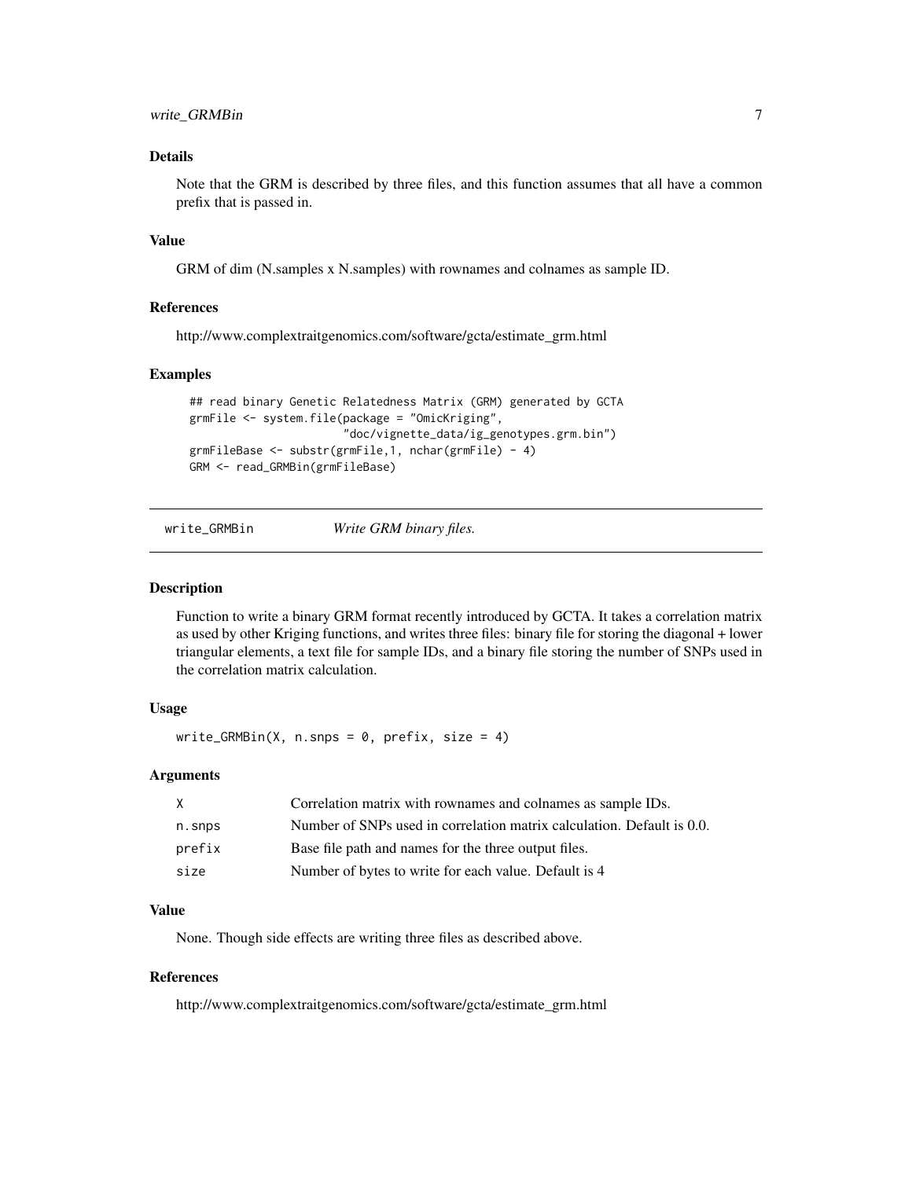### Details

Note that the GRM is described by three files, and this function assumes that all have a common prefix that is passed in.

### Value

GRM of dim (N.samples x N.samples) with rownames and colnames as sample ID.

### References

http://www.complextraitgenomics.com/software/gcta/estimate_grm.html

### Examples

```
## read binary Genetic Relatedness Matrix (GRM) generated by GCTA
grmFile <- system.file(package = "OmicKriging",
                       "doc/vignette_data/ig_genotypes.grm.bin")
grmFileBase <- substr(grmFile,1, nchar(grmFile) - 4)
GRM <- read_GRMBin(grmFileBase)
```

---

## write_GRMBin — *Write GRM binary files.*

---

### Description

Function to write a binary GRM format recently introduced by GCTA. It takes a correlation matrix as used by other Kriging functions, and writes three files: binary file for storing the diagonal + lower triangular elements, a text file for sample IDs, and a binary file storing the number of SNPs used in the correlation matrix calculation.

### Usage

```
write_GRMBin(X, n.snps = 0, prefix, size = 4)
```

### Arguments

| | |
|---|---|
| X | Correlation matrix with rownames and colnames as sample IDs. |
| n.snps | Number of SNPs used in correlation matrix calculation. Default is 0.0. |
| prefix | Base file path and names for the three output files. |
| size | Number of bytes to write for each value. Default is 4 |

### Value

None. Though side effects are writing three files as described above.

### References

http://www.complextraitgenomics.com/software/gcta/estimate_grm.html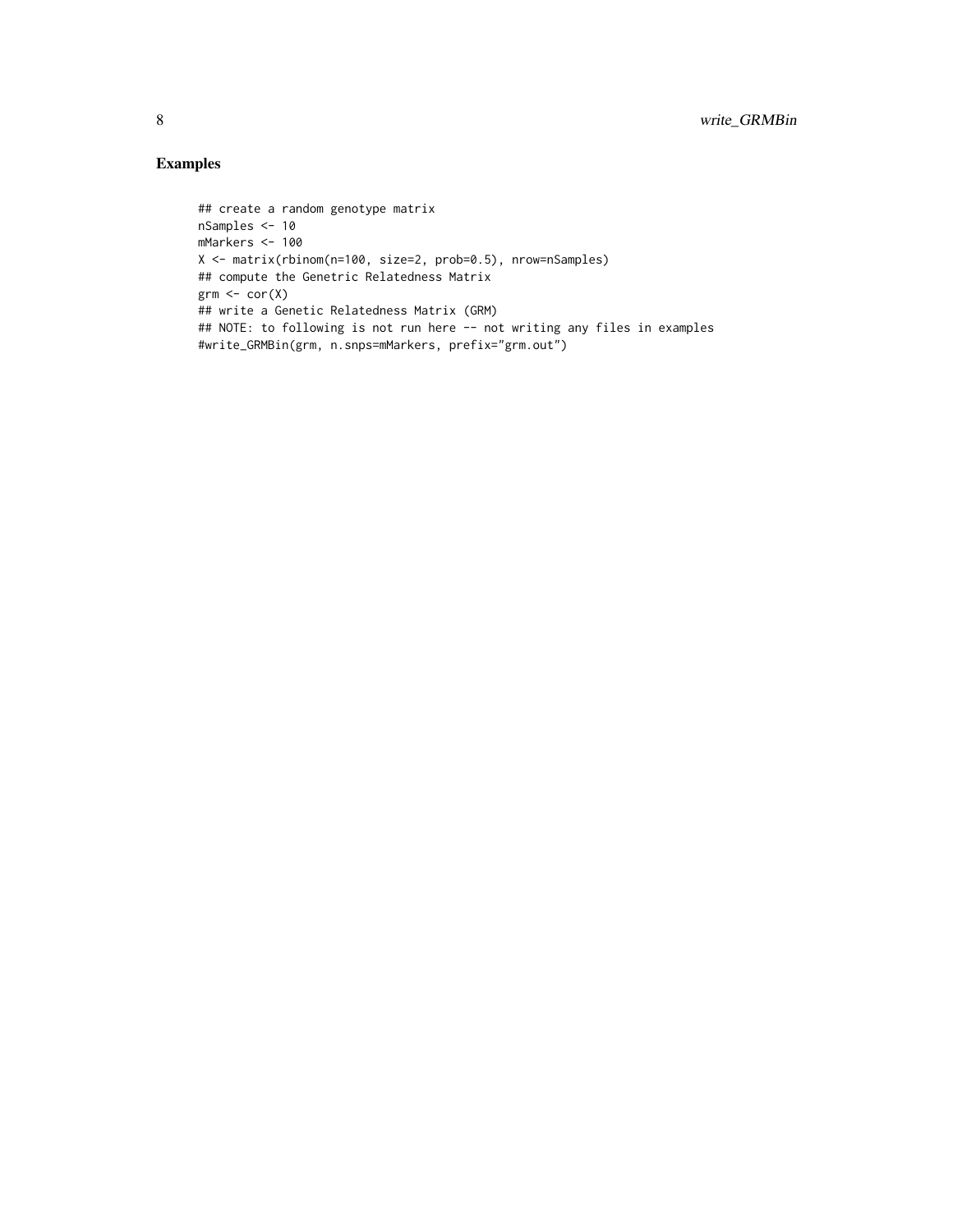## Examples

```
## create a random genotype matrix
nSamples <- 10
mMarkers <- 100
X <- matrix(rbinom(n=100, size=2, prob=0.5), nrow=nSamples)
## compute the Genetric Relatedness Matrix
grm <- cor(X)
## write a Genetic Relatedness Matrix (GRM)
## NOTE: to following is not run here -- not writing any files in examples
#write_GRMBin(grm, n.snps=mMarkers, prefix="grm.out")
```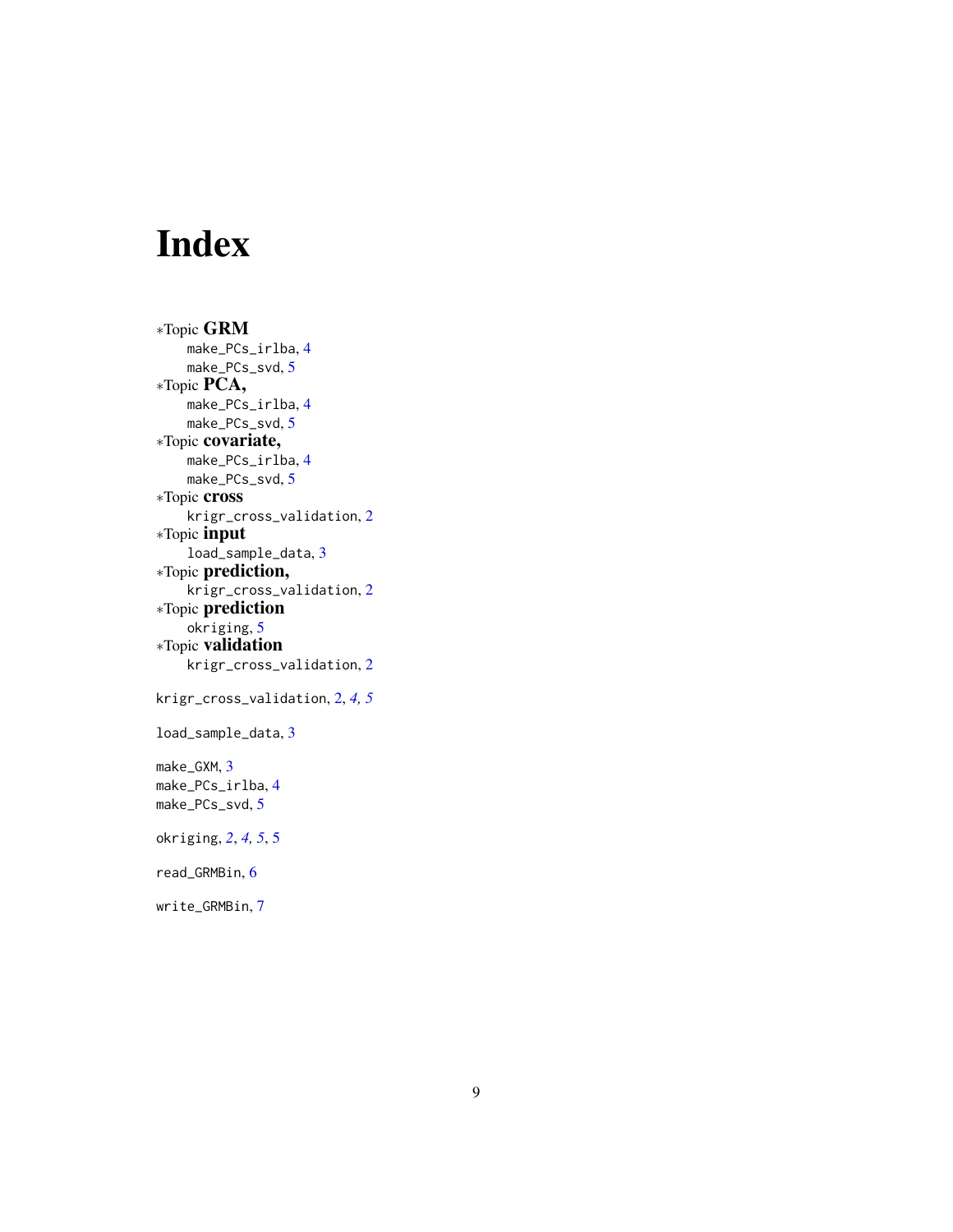# Index

*Topic **GRM**
  make_PCs_irlba, 4
  make_PCs_svd, 5
*Topic **PCA,**
  make_PCs_irlba, 4
  make_PCs_svd, 5
*Topic **covariate,**
  make_PCs_irlba, 4
  make_PCs_svd, 5
*Topic **cross**
  krigr_cross_validation, 2
*Topic **input**
  load_sample_data, 3
*Topic **prediction,**
  krigr_cross_validation, 2
*Topic **prediction**
  okriging, 5
*Topic **validation**
  krigr_cross_validation, 2

krigr_cross_validation, 2, *4, 5*

load_sample_data, 3

make_GXM, 3
make_PCs_irlba, 4
make_PCs_svd, 5

okriging, *2*, *4, 5*, 5

read_GRMBin, 6

write_GRMBin, 7